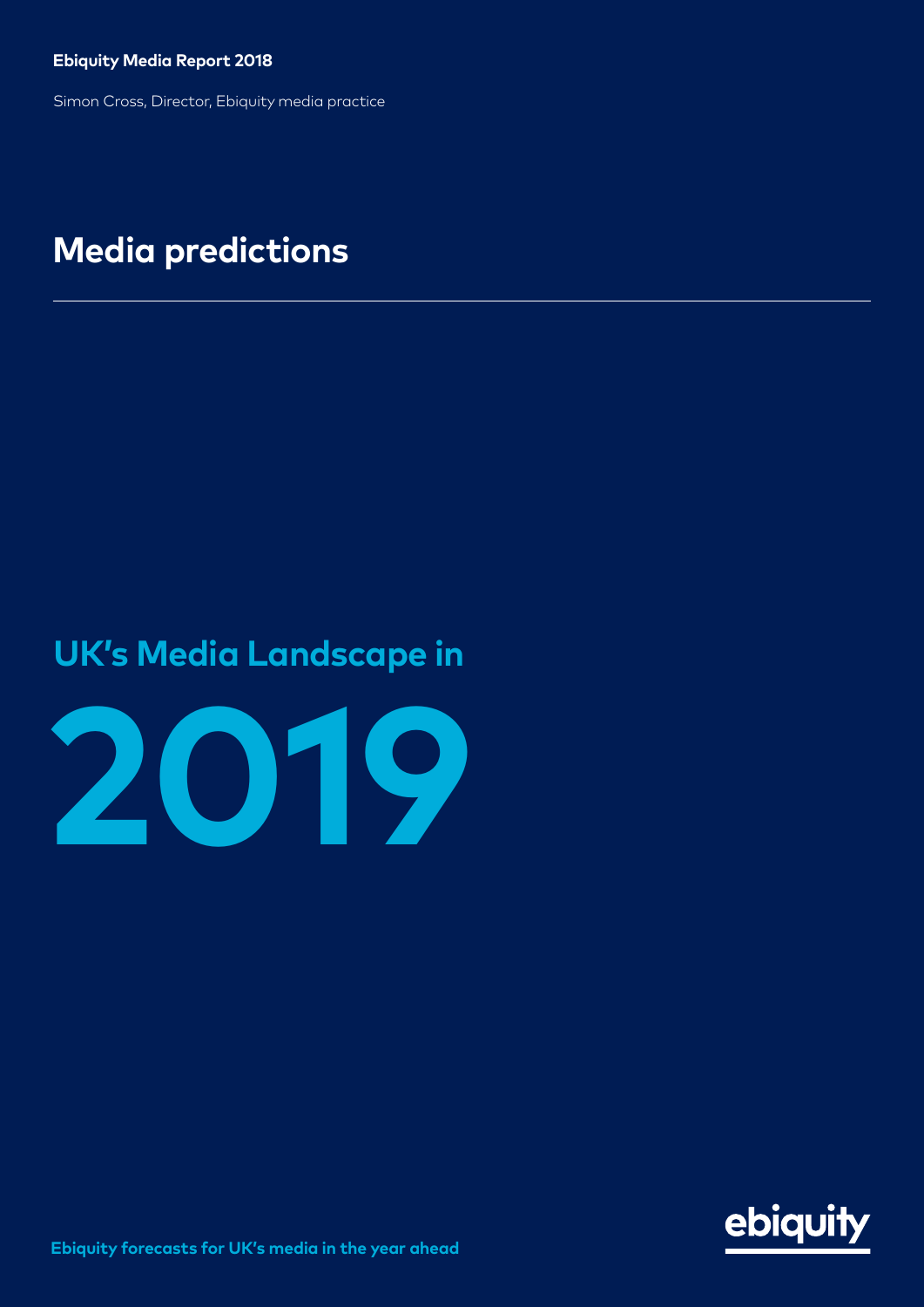**Ebiquity Media Report 2018**

Simon Cross, Director, Ebiquity media practice

# Media predictions

## UK's Media Landscape in

# 2019

**Ebiquity forecasts for UK's media in the year ahead**

ebiquity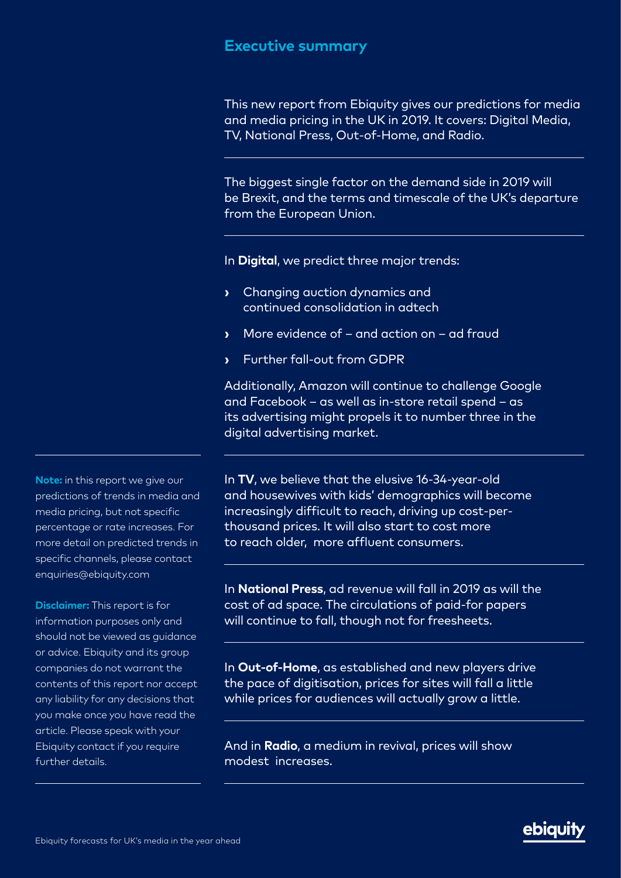## Executive summary

This new report from Ebiquity gives our predictions for media and media pricing in the UK in 2019. It covers: Digital Media, TV, National Press, Out-of-Home, and Radio.

The biggest single factor on the demand side in 2019 will be Brexit, and the terms and timescale of the UK's departure from the European Union.

In **Digital**, we predict three major trends:

- Changing auction dynamics and continued consolidation in adtech
- More evidence of – and action on – ad fraud
- Further fall-out from GDPR

Additionally, Amazon will continue to challenge Google and Facebook – as well as in-store retail spend – as its advertising might propels it to number three in the digital advertising market.

In **TV**, we believe that the elusive 16-34-year-old and housewives with kids' demographics will become increasingly difficult to reach, driving up cost-per-thousand prices. It will also start to cost more to reach older, more affluent consumers.

In **National Press**, ad revenue will fall in 2019 as will the cost of ad space. The circulations of paid-for papers will continue to fall, though not for freesheets.

In **Out-of-Home**, as established and new players drive the pace of digitisation, prices for sites will fall a little while prices for audiences will actually grow a little.

And in **Radio**, a medium in revival, prices will show modest increases.

**Note:** in this report we give our predictions of trends in media and media pricing, but not specific percentage or rate increases. For more detail on predicted trends in specific channels, please contact enquiries@ebiquity.com

**Disclaimer:** This report is for information purposes only and should not be viewed as guidance or advice. Ebiquity and its group companies do not warrant the contents of this report nor accept any liability for any decisions that you make once you have read the article. Please speak with your Ebiquity contact if you require further details.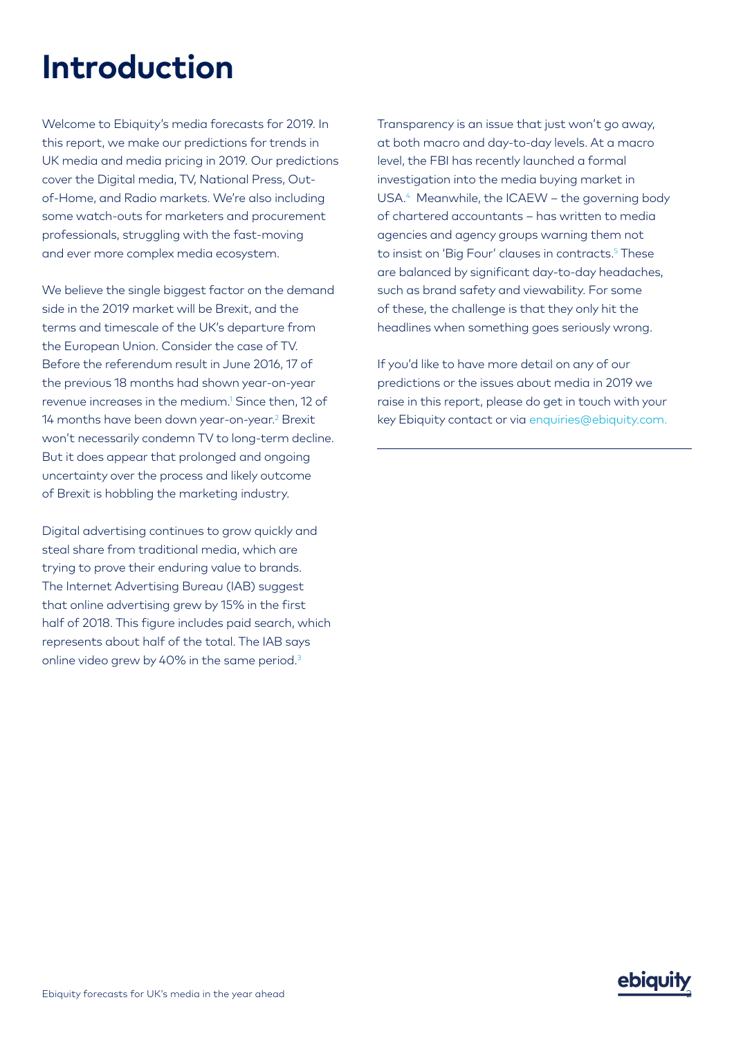# Introduction

Welcome to Ebiquity's media forecasts for 2019. In this report, we make our predictions for trends in UK media and media pricing in 2019. Our predictions cover the Digital media, TV, National Press, Out-of-Home, and Radio markets. We're also including some watch-outs for marketers and procurement professionals, struggling with the fast-moving and ever more complex media ecosystem.

We believe the single biggest factor on the demand side in the 2019 market will be Brexit, and the terms and timescale of the UK's departure from the European Union. Consider the case of TV. Before the referendum result in June 2016, 17 of the previous 18 months had shown year-on-year revenue increases in the medium.[1] Since then, 12 of 14 months have been down year-on-year.[2] Brexit won't necessarily condemn TV to long-term decline. But it does appear that prolonged and ongoing uncertainty over the process and likely outcome of Brexit is hobbling the marketing industry.

Digital advertising continues to grow quickly and steal share from traditional media, which are trying to prove their enduring value to brands. The Internet Advertising Bureau (IAB) suggest that online advertising grew by 15% in the first half of 2018. This figure includes paid search, which represents about half of the total. The IAB says online video grew by 40% in the same period.[3]

Transparency is an issue that just won't go away, at both macro and day-to-day levels. At a macro level, the FBI has recently launched a formal investigation into the media buying market in USA.[4] Meanwhile, the ICAEW – the governing body of chartered accountants – has written to media agencies and agency groups warning them not to insist on 'Big Four' clauses in contracts.[5] These are balanced by significant day-to-day headaches, such as brand safety and viewability. For some of these, the challenge is that they only hit the headlines when something goes seriously wrong.

If you'd like to have more detail on any of our predictions or the issues about media in 2019 we raise in this report, please do get in touch with your key Ebiquity contact or via enquiries@ebiquity.com.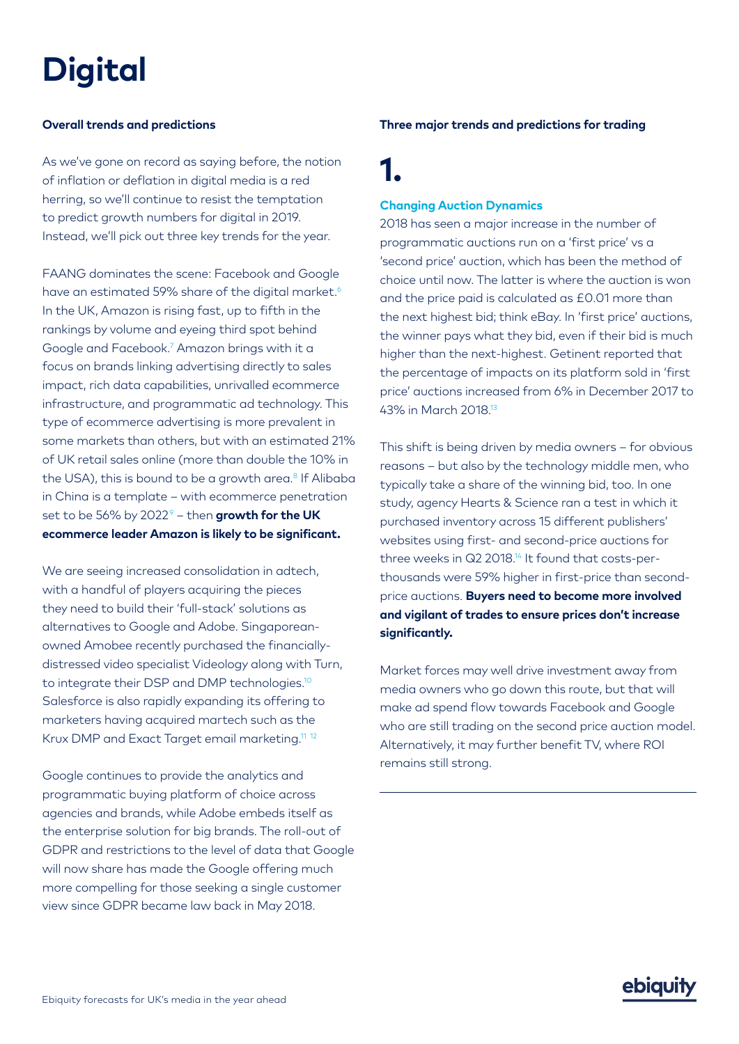# Digital

### Overall trends and predictions

As we've gone on record as saying before, the notion of inflation or deflation in digital media is a red herring, so we'll continue to resist the temptation to predict growth numbers for digital in 2019. Instead, we'll pick out three key trends for the year.

FAANG dominates the scene: Facebook and Google have an estimated 59% share of the digital market.[6] In the UK, Amazon is rising fast, up to fifth in the rankings by volume and eyeing third spot behind Google and Facebook.[7] Amazon brings with it a focus on brands linking advertising directly to sales impact, rich data capabilities, unrivalled ecommerce infrastructure, and programmatic ad technology. This type of ecommerce advertising is more prevalent in some markets than others, but with an estimated 21% of UK retail sales online (more than double the 10% in the USA), this is bound to be a growth area.[8] If Alibaba in China is a template – with ecommerce penetration set to be 56% by 2022[9] – then **growth for the UK ecommerce leader Amazon is likely to be significant.**

We are seeing increased consolidation in adtech, with a handful of players acquiring the pieces they need to build their 'full-stack' solutions as alternatives to Google and Adobe. Singaporean-owned Amobee recently purchased the financially-distressed video specialist Videology along with Turn, to integrate their DSP and DMP technologies.[10] Salesforce is also rapidly expanding its offering to marketers having acquired martech such as the Krux DMP and Exact Target email marketing.[11,12]

Google continues to provide the analytics and programmatic buying platform of choice across agencies and brands, while Adobe embeds itself as the enterprise solution for big brands. The roll-out of GDPR and restrictions to the level of data that Google will now share has made the Google offering much more compelling for those seeking a single customer view since GDPR became law back in May 2018.

### Three major trends and predictions for trading

## 1.

### Changing Auction Dynamics

2018 has seen a major increase in the number of programmatic auctions run on a 'first price' vs a 'second price' auction, which has been the method of choice until now. The latter is where the auction is won and the price paid is calculated as £0.01 more than the next highest bid; think eBay. In 'first price' auctions, the winner pays what they bid, even if their bid is much higher than the next-highest. Getinent reported that the percentage of impacts on its platform sold in 'first price' auctions increased from 6% in December 2017 to 43% in March 2018.[13]

This shift is being driven by media owners – for obvious reasons – but also by the technology middle men, who typically take a share of the winning bid, too. In one study, agency Hearts & Science ran a test in which it purchased inventory across 15 different publishers' websites using first- and second-price auctions for three weeks in Q2 2018.[14] It found that costs-per-thousands were 59% higher in first-price than second-price auctions. **Buyers need to become more involved and vigilant of trades to ensure prices don't increase significantly.**

Market forces may well drive investment away from media owners who go down this route, but that will make ad spend flow towards Facebook and Google who are still trading on the second price auction model. Alternatively, it may further benefit TV, where ROI remains still strong.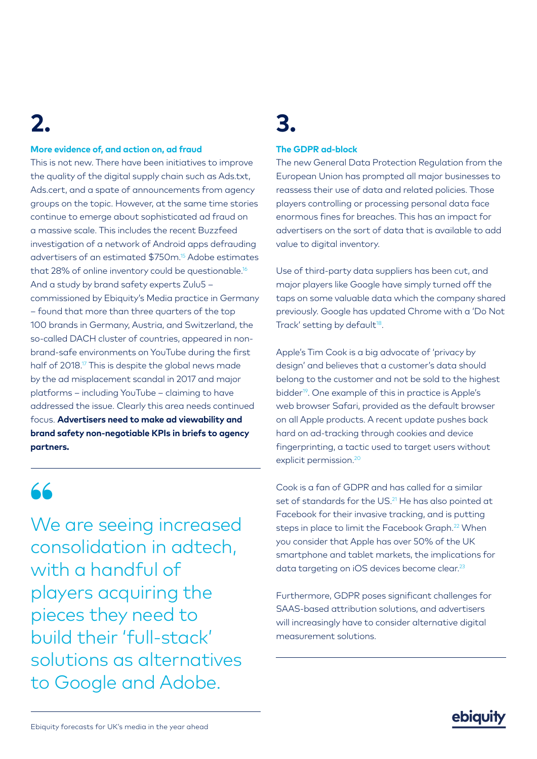# 2.

### More evidence of, and action on, ad fraud

This is not new. There have been initiatives to improve the quality of the digital supply chain such as Ads.txt, Ads.cert, and a spate of announcements from agency groups on the topic. However, at the same time stories continue to emerge about sophisticated ad fraud on a massive scale. This includes the recent Buzzfeed investigation of a network of Android apps defrauding advertisers of an estimated $750m.[15] Adobe estimates that 28% of online inventory could be questionable.[16] And a study by brand safety experts Zulu5 – commissioned by Ebiquity's Media practice in Germany – found that more than three quarters of the top 100 brands in Germany, Austria, and Switzerland, the so-called DACH cluster of countries, appeared in non-brand-safe environments on YouTube during the first half of 2018.[17] This is despite the global news made by the ad misplacement scandal in 2017 and major platforms – including YouTube – claiming to have addressed the issue. Clearly this area needs continued focus. **Advertisers need to make ad viewability and brand safety non-negotiable KPIs in briefs to agency partners.**

> We are seeing increased consolidation in adtech, with a handful of players acquiring the pieces they need to build their 'full-stack' solutions as alternatives to Google and Adobe.

# 3.

### The GDPR ad-block

The new General Data Protection Regulation from the European Union has prompted all major businesses to reassess their use of data and related policies. Those players controlling or processing personal data face enormous fines for breaches. This has an impact for advertisers on the sort of data that is available to add value to digital inventory.

Use of third-party data suppliers has been cut, and major players like Google have simply turned off the taps on some valuable data which the company shared previously. Google has updated Chrome with a 'Do Not Track' setting by default[18].

Apple's Tim Cook is a big advocate of 'privacy by design' and believes that a customer's data should belong to the customer and not be sold to the highest bidder[19]. One example of this in practice is Apple's web browser Safari, provided as the default browser on all Apple products. A recent update pushes back hard on ad-tracking through cookies and device fingerprinting, a tactic used to target users without explicit permission.[20]

Cook is a fan of GDPR and has called for a similar set of standards for the US.[21] He has also pointed at Facebook for their invasive tracking, and is putting steps in place to limit the Facebook Graph.[22] When you consider that Apple has over 50% of the UK smartphone and tablet markets, the implications for data targeting on iOS devices become clear.[23]

Furthermore, GDPR poses significant challenges for SAAS-based attribution solutions, and advertisers will increasingly have to consider alternative digital measurement solutions.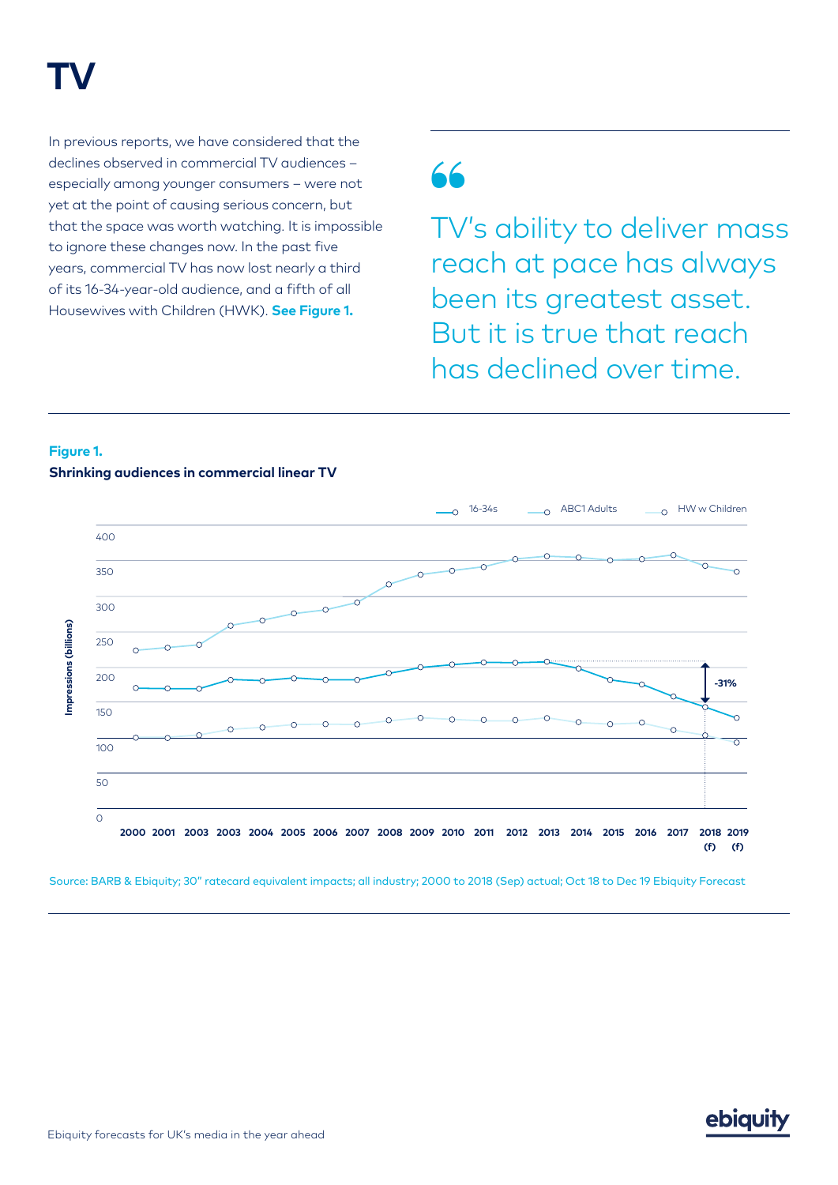# TV

In previous reports, we have considered that the declines observed in commercial TV audiences – especially among younger consumers – were not yet at the point of causing serious concern, but that the space was worth watching. It is impossible to ignore these changes now. In the past five years, commercial TV has now lost nearly a third of its 16-34-year-old audience, and a fifth of all Housewives with Children (HWK). **See Figure 1.**

> TV's ability to deliver mass reach at pace has always been its greatest asset. But it is true that reach has declined over time.

**Figure 1.**

**Shrinking audiences in commercial linear TV**

Source: BARB & Ebiquity; 30" ratecard equivalent impacts; all industry; 2000 to 2018 (Sep) actual; Oct 18 to Dec 19 Ebiquity Forecast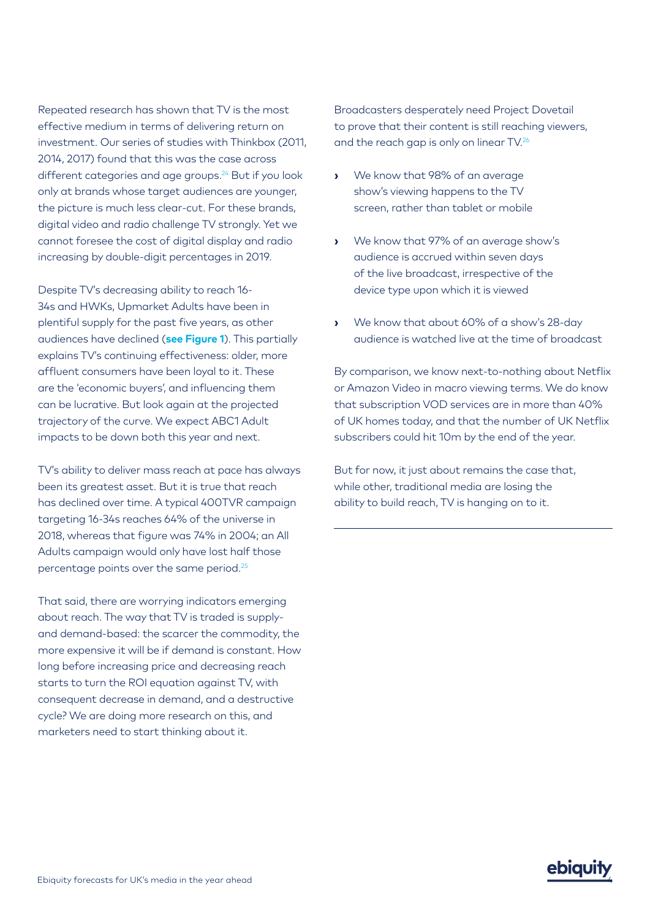Repeated research has shown that TV is the most effective medium in terms of delivering return on investment. Our series of studies with Thinkbox (2011, 2014, 2017) found that this was the case across different categories and age groups.[24] But if you look only at brands whose target audiences are younger, the picture is much less clear-cut. For these brands, digital video and radio challenge TV strongly. Yet we cannot foresee the cost of digital display and radio increasing by double-digit percentages in 2019.

Despite TV's decreasing ability to reach 16-34s and HWKs, Upmarket Adults have been in plentiful supply for the past five years, as other audiences have declined (**see Figure 1**). This partially explains TV's continuing effectiveness: older, more affluent consumers have been loyal to it. These are the 'economic buyers', and influencing them can be lucrative. But look again at the projected trajectory of the curve. We expect ABC1 Adult impacts to be down both this year and next.

TV's ability to deliver mass reach at pace has always been its greatest asset. But it is true that reach has declined over time. A typical 400TVR campaign targeting 16-34s reaches 64% of the universe in 2018, whereas that figure was 74% in 2004; an All Adults campaign would only have lost half those percentage points over the same period.[25]

That said, there are worrying indicators emerging about reach. The way that TV is traded is supply- and demand-based: the scarcer the commodity, the more expensive it will be if demand is constant. How long before increasing price and decreasing reach starts to turn the ROI equation against TV, with consequent decrease in demand, and a destructive cycle? We are doing more research on this, and marketers need to start thinking about it.

Broadcasters desperately need Project Dovetail to prove that their content is still reaching viewers, and the reach gap is only on linear TV.[26]

- We know that 98% of an average show's viewing happens to the TV screen, rather than tablet or mobile
- We know that 97% of an average show's audience is accrued within seven days of the live broadcast, irrespective of the device type upon which it is viewed
- We know that about 60% of a show's 28-day audience is watched live at the time of broadcast

By comparison, we know next-to-nothing about Netflix or Amazon Video in macro viewing terms. We do know that subscription VOD services are in more than 40% of UK homes today, and that the number of UK Netflix subscribers could hit 10m by the end of the year.

But for now, it just about remains the case that, while other, traditional media are losing the ability to build reach, TV is hanging on to it.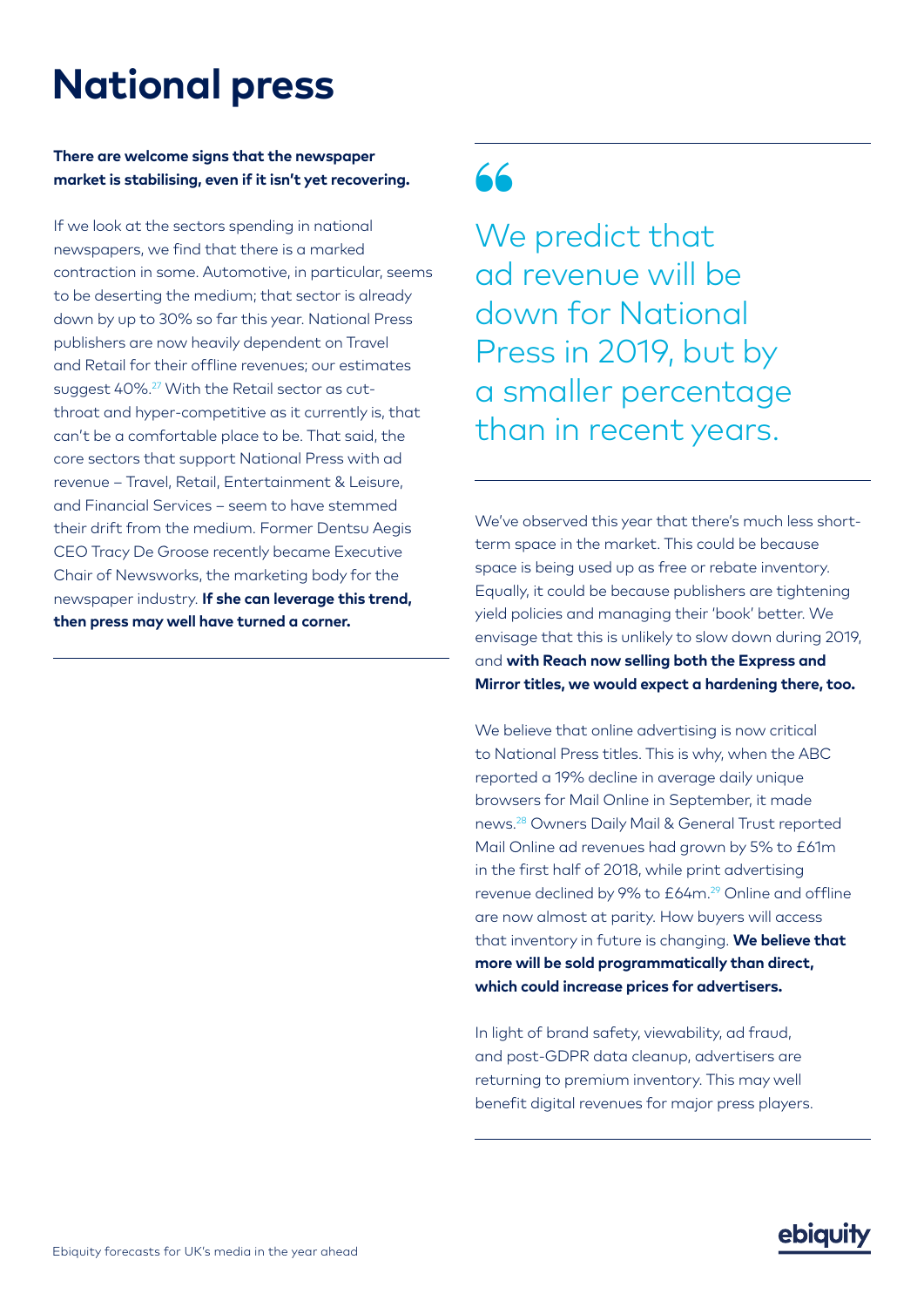# National press

**There are welcome signs that the newspaper market is stabilising, even if it isn't yet recovering.**

If we look at the sectors spending in national newspapers, we find that there is a marked contraction in some. Automotive, in particular, seems to be deserting the medium; that sector is already down by up to 30% so far this year. National Press publishers are now heavily dependent on Travel and Retail for their offline revenues; our estimates suggest 40%.[27] With the Retail sector as cut-throat and hyper-competitive as it currently is, that can't be a comfortable place to be. That said, the core sectors that support National Press with ad revenue – Travel, Retail, Entertainment & Leisure, and Financial Services – seem to have stemmed their drift from the medium. Former Dentsu Aegis CEO Tracy De Groose recently became Executive Chair of Newsworks, the marketing body for the newspaper industry. **If she can leverage this trend, then press may well have turned a corner.**

> We predict that ad revenue will be down for National Press in 2019, but by a smaller percentage than in recent years.

We've observed this year that there's much less short-term space in the market. This could be because space is being used up as free or rebate inventory. Equally, it could be because publishers are tightening yield policies and managing their 'book' better. We envisage that this is unlikely to slow down during 2019, and **with Reach now selling both the Express and Mirror titles, we would expect a hardening there, too.**

We believe that online advertising is now critical to National Press titles. This is why, when the ABC reported a 19% decline in average daily unique browsers for Mail Online in September, it made news.[28] Owners Daily Mail & General Trust reported Mail Online ad revenues had grown by 5% to £61m in the first half of 2018, while print advertising revenue declined by 9% to £64m.[29] Online and offline are now almost at parity. How buyers will access that inventory in future is changing. **We believe that more will be sold programmatically than direct, which could increase prices for advertisers.**

In light of brand safety, viewability, ad fraud, and post-GDPR data cleanup, advertisers are returning to premium inventory. This may well benefit digital revenues for major press players.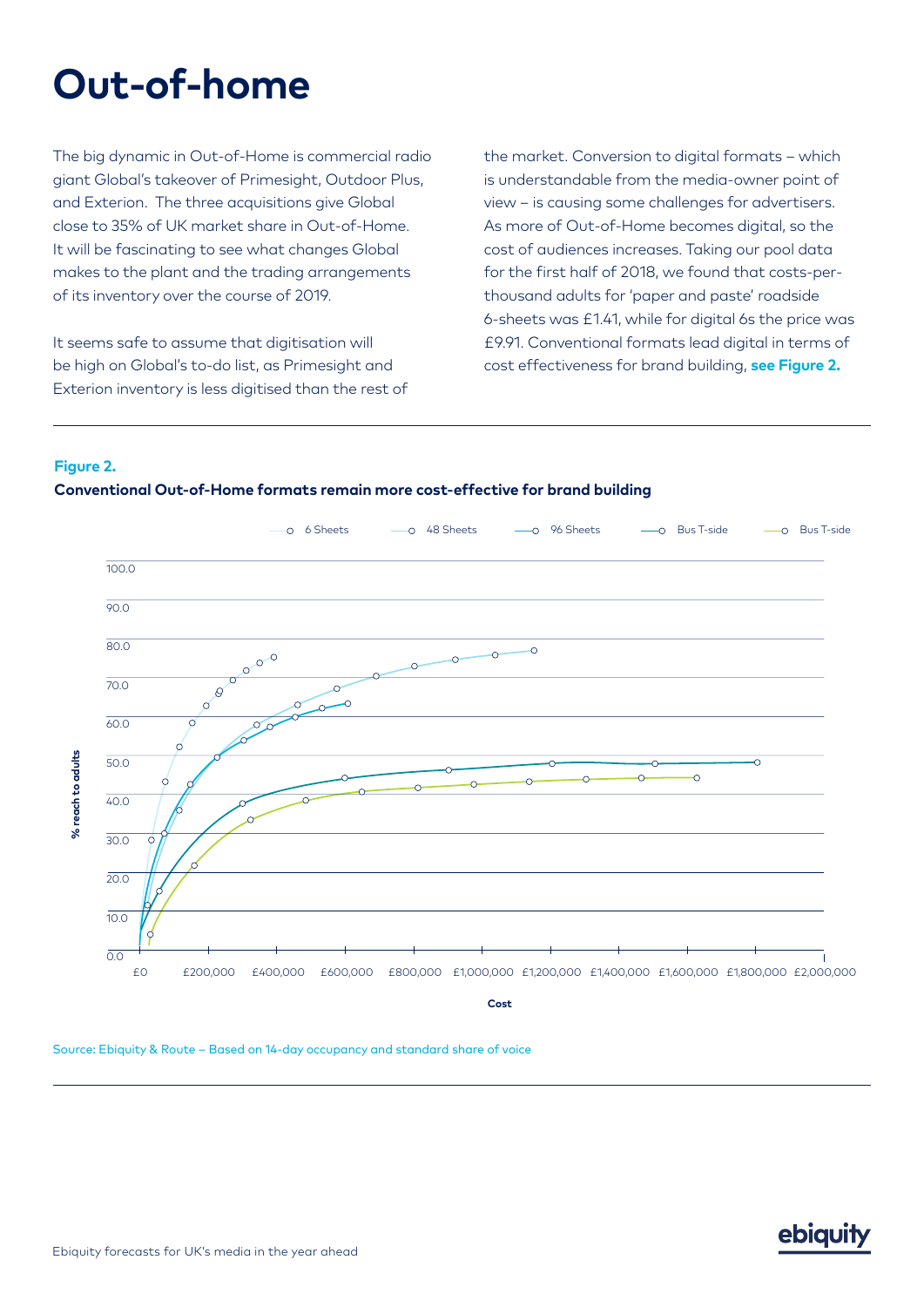# Out-of-home

The big dynamic in Out-of-Home is commercial radio giant Global's takeover of Primesight, Outdoor Plus, and Exterion. The three acquisitions give Global close to 35% of UK market share in Out-of-Home. It will be fascinating to see what changes Global makes to the plant and the trading arrangements of its inventory over the course of 2019.

It seems safe to assume that digitisation will be high on Global's to-do list, as Primesight and Exterion inventory is less digitised than the rest of the market. Conversion to digital formats – which is understandable from the media-owner point of view – is causing some challenges for advertisers. As more of Out-of-Home becomes digital, so the cost of audiences increases. Taking our pool data for the first half of 2018, we found that costs-per-thousand adults for 'paper and paste' roadside 6-sheets was £1.41, while for digital 6s the price was £9.91. Conventional formats lead digital in terms of cost effectiveness for brand building, **see Figure 2.**

**Figure 2.**

**Conventional Out-of-Home formats remain more cost-effective for brand building**

Legend: 6 Sheets, 48 Sheets, 96 Sheets, Bus T-side, Bus T-side

Y-axis: % reach to adults (0.0 – 100.0)

X-axis: Cost (£0 – £2,000,000)

Source: Ebiquity & Route – Based on 14-day occupancy and standard share of voice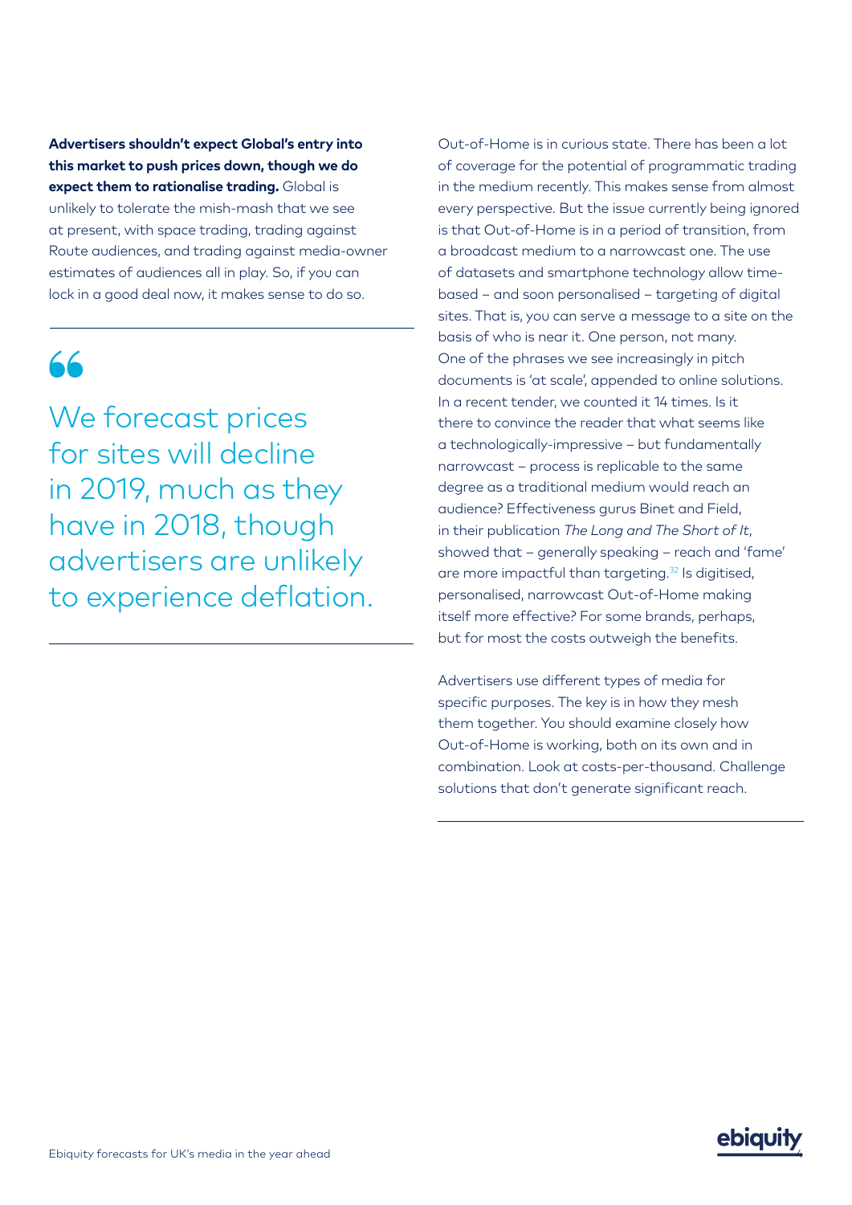**Advertisers shouldn't expect Global's entry into this market to push prices down, though we do expect them to rationalise trading.** Global is unlikely to tolerate the mish-mash that we see at present, with space trading, trading against Route audiences, and trading against media-owner estimates of audiences all in play. So, if you can lock in a good deal now, it makes sense to do so.

> We forecast prices for sites will decline in 2019, much as they have in 2018, though advertisers are unlikely to experience deflation.

Out-of-Home is in curious state. There has been a lot of coverage for the potential of programmatic trading in the medium recently. This makes sense from almost every perspective. But the issue currently being ignored is that Out-of-Home is in a period of transition, from a broadcast medium to a narrowcast one. The use of datasets and smartphone technology allow time-based – and soon personalised – targeting of digital sites. That is, you can serve a message to a site on the basis of who is near it. One person, not many. One of the phrases we see increasingly in pitch documents is 'at scale', appended to online solutions. In a recent tender, we counted it 14 times. Is it there to convince the reader that what seems like a technologically-impressive – but fundamentally narrowcast – process is replicable to the same degree as a traditional medium would reach an audience? Effectiveness gurus Binet and Field, in their publication *The Long and The Short of It*, showed that – generally speaking – reach and 'fame' are more impactful than targeting.[32] Is digitised, personalised, narrowcast Out-of-Home making itself more effective? For some brands, perhaps, but for most the costs outweigh the benefits.

Advertisers use different types of media for specific purposes. The key is in how they mesh them together. You should examine closely how Out-of-Home is working, both on its own and in combination. Look at costs-per-thousand. Challenge solutions that don't generate significant reach.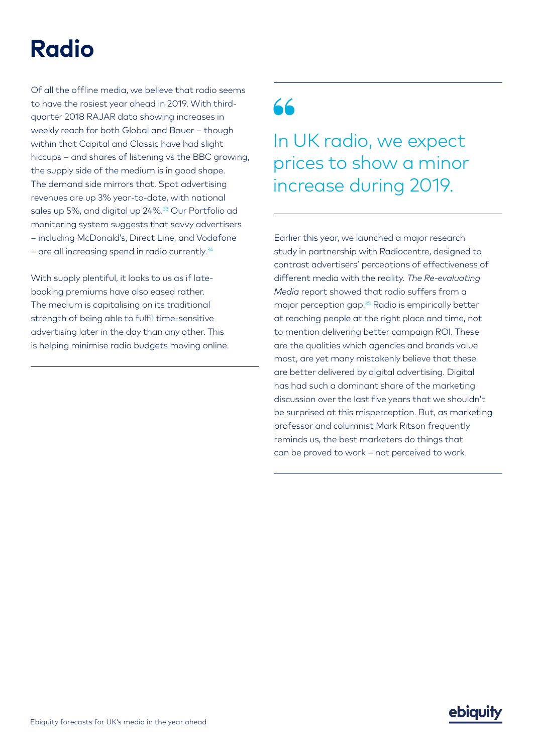# Radio

Of all the offline media, we believe that radio seems to have the rosiest year ahead in 2019. With third-quarter 2018 RAJAR data showing increases in weekly reach for both Global and Bauer – though within that Capital and Classic have had slight hiccups – and shares of listening vs the BBC growing, the supply side of the medium is in good shape. The demand side mirrors that. Spot advertising revenues are up 3% year-to-date, with national sales up 5%, and digital up 24%.[33] Our Portfolio ad monitoring system suggests that savvy advertisers – including McDonald's, Direct Line, and Vodafone – are all increasing spend in radio currently.[34]

With supply plentiful, it looks to us as if late-booking premiums have also eased rather. The medium is capitalising on its traditional strength of being able to fulfil time-sensitive advertising later in the day than any other. This is helping minimise radio budgets moving online.

> In UK radio, we expect prices to show a minor increase during 2019.

Earlier this year, we launched a major research study in partnership with Radiocentre, designed to contrast advertisers' perceptions of effectiveness of different media with the reality. *The Re-evaluating Media* report showed that radio suffers from a major perception gap.[35] Radio is empirically better at reaching people at the right place and time, not to mention delivering better campaign ROI. These are the qualities which agencies and brands value most, are yet many mistakenly believe that these are better delivered by digital advertising. Digital has had such a dominant share of the marketing discussion over the last five years that we shouldn't be surprised at this misperception. But, as marketing professor and columnist Mark Ritson frequently reminds us, the best marketers do things that can be proved to work – not perceived to work.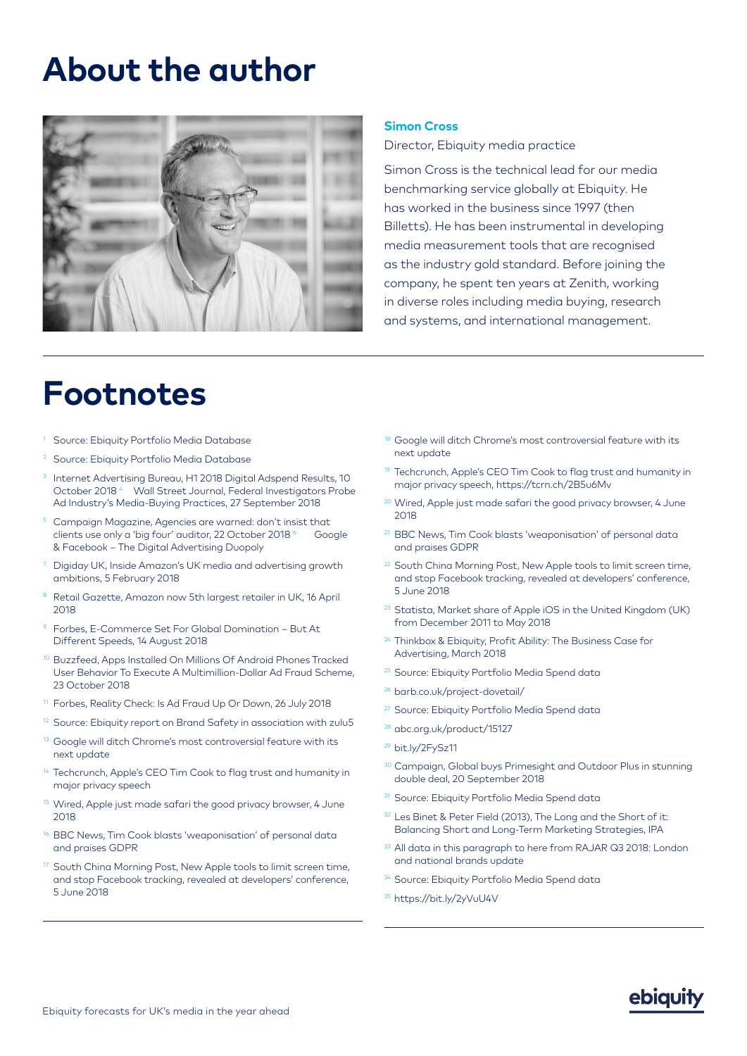# About the author

**Simon Cross**

Director, Ebiquity media practice

Simon Cross is the technical lead for our media benchmarking service globally at Ebiquity. He has worked in the business since 1997 (then Billetts). He has been instrumental in developing media measurement tools that are recognised as the industry gold standard. Before joining the company, he spent ten years at Zenith, working in diverse roles including media buying, research and systems, and international management.

# Footnotes

1. Source: Ebiquity Portfolio Media Database
2. Source: Ebiquity Portfolio Media Database
3. Internet Advertising Bureau, H1 2018 Digital Adspend Results, 10 October 2018 [4] Wall Street Journal, Federal Investigators Probe Ad Industry's Media-Buying Practices, 27 September 2018
5. Campaign Magazine, Agencies are warned: don't insist that clients use only a 'big four' auditor, 22 October 2018 [6] Google & Facebook – The Digital Advertising Duopoly
7. Digiday UK, Inside Amazon's UK media and advertising growth ambitions, 5 February 2018
8. Retail Gazette, Amazon now 5th largest retailer in UK, 16 April 2018
9. Forbes, E-Commerce Set For Global Domination – But At Different Speeds, 14 August 2018
10. Buzzfeed, Apps Installed On Millions Of Android Phones Tracked User Behavior To Execute A Multimillion-Dollar Ad Fraud Scheme, 23 October 2018
11. Forbes, Reality Check: Is Ad Fraud Up Or Down, 26 July 2018
12. Source: Ebiquity report on Brand Safety in association with zulu5
13. Google will ditch Chrome's most controversial feature with its next update
14. Techcrunch, Apple's CEO Tim Cook to flag trust and humanity in major privacy speech
15. Wired, Apple just made safari the good privacy browser, 4 June 2018
16. BBC News, Tim Cook blasts 'weaponisation' of personal data and praises GDPR
17. South China Morning Post, New Apple tools to limit screen time, and stop Facebook tracking, revealed at developers' conference, 5 June 2018
18. Google will ditch Chrome's most controversial feature with its next update
19. Techcrunch, Apple's CEO Tim Cook to flag trust and humanity in major privacy speech, https://tcrn.ch/2B5u6Mv
20. Wired, Apple just made safari the good privacy browser, 4 June 2018
21. BBC News, Tim Cook blasts 'weaponisation' of personal data and praises GDPR
22. South China Morning Post, New Apple tools to limit screen time, and stop Facebook tracking, revealed at developers' conference, 5 June 2018
23. Statista, Market share of Apple iOS in the United Kingdom (UK) from December 2011 to May 2018
24. Thinkbox & Ebiquity, Profit Ability: The Business Case for Advertising, March 2018
25. Source: Ebiquity Portfolio Media Spend data
26. barb.co.uk/project-dovetail/
27. Source: Ebiquity Portfolio Media Spend data
28. abc.org.uk/product/15127
29. bit.ly/2FySz11
30. Campaign, Global buys Primesight and Outdoor Plus in stunning double deal, 20 September 2018
31. Source: Ebiquity Portfolio Media Spend data
32. Les Binet & Peter Field (2013), The Long and the Short of it: Balancing Short and Long-Term Marketing Strategies, IPA
33. All data in this paragraph to here from RAJAR Q3 2018: London and national brands update
34. Source: Ebiquity Portfolio Media Spend data
35. https://bit.ly/2yVuU4V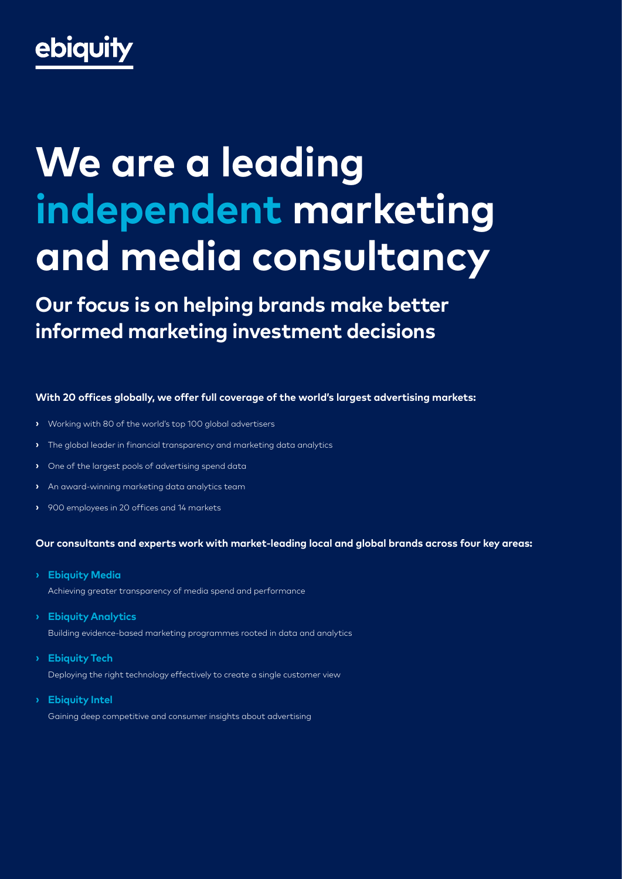ebiquity

# We are a leading independent marketing and media consultancy

## Our focus is on helping brands make better informed marketing investment decisions

**With 20 offices globally, we offer full coverage of the world's largest advertising markets:**

- Working with 80 of the world's top 100 global advertisers
- The global leader in financial transparency and marketing data analytics
- One of the largest pools of advertising spend data
- An award-winning marketing data analytics team
- 900 employees in 20 offices and 14 markets

**Our consultants and experts work with market-leading local and global brands across four key areas:**

- **Ebiquity Media**
  Achieving greater transparency of media spend and performance
- **Ebiquity Analytics**
  Building evidence-based marketing programmes rooted in data and analytics
- **Ebiquity Tech**
  Deploying the right technology effectively to create a single customer view
- **Ebiquity Intel**
  Gaining deep competitive and consumer insights about advertising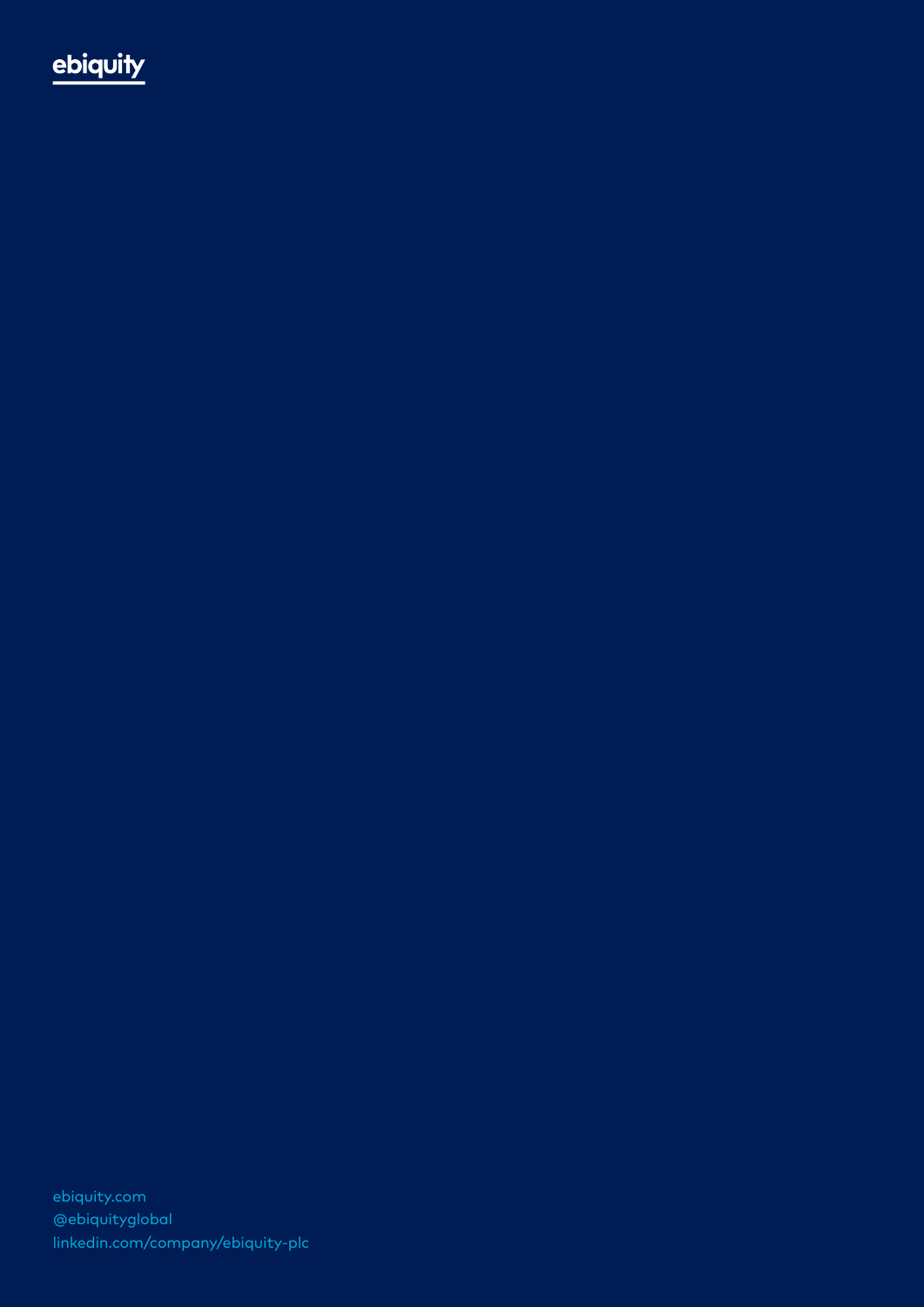ebiquity

ebiquity.com
@ebiquityglobal
linkedin.com/company/ebiquity-plc